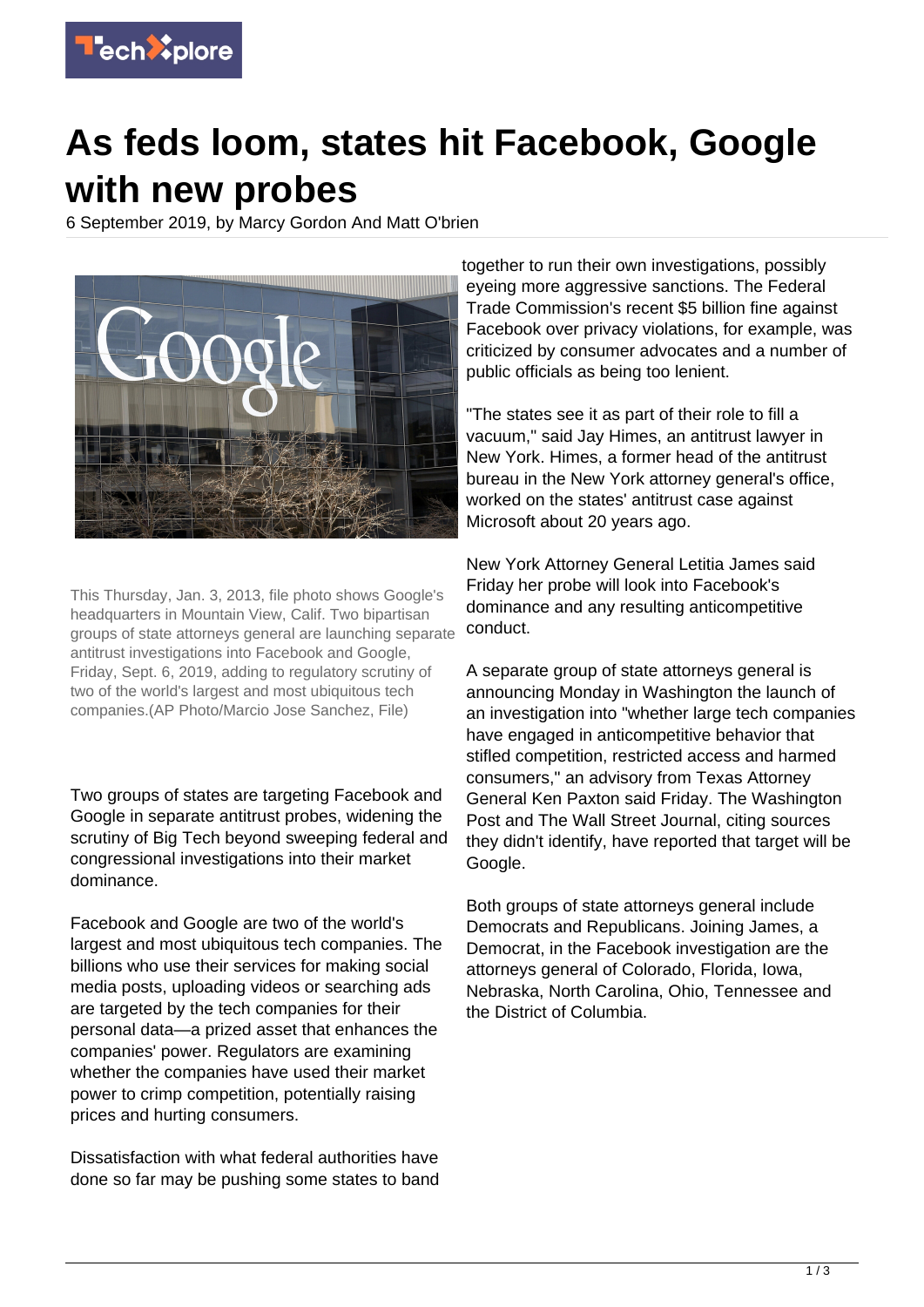# As feds loom, states hit Facebook, Google with new probes

6 September 2019, by Marcy Gordon And Matt O'brien

This Thursday, Jan. 3, 2013, file photo shows Google's headquarters in Mountain View, Calif. Two bipartisan groups of state attorneys general are launching separate antitrust investigations into Facebook and Google, Friday, Sept. 6, 2019, adding to regulatory scrutiny of two of the world's largest and most ubiquitous tech companies.(AP Photo/Marcio Jose Sanchez, File)

Two groups of states are targeting Facebook and Google in separate antitrust probes, widening the scrutiny of Big Tech beyond sweeping federal and congressional investigations into their market dominance.

Facebook and Google are two of the world's largest and most ubiquitous tech companies. The billions who use their services for making social media posts, uploading videos or searching ads are targeted by the tech companies for their personal data—a prized asset that enhances the companies' power. Regulators are examining whether the companies have used their market power to crimp competition, potentially raising prices and hurting consumers.

Dissatisfaction with what federal authorities have done so far may be pushing some states to band together to run their own investigations, possibly eyeing more aggressive sanctions. The Federal Trade Commission's recent $5 billion fine against Facebook over privacy violations, for example, was criticized by consumer advocates and a number of public officials as being too lenient.

"The states see it as part of their role to fill a vacuum," said Jay Himes, an antitrust lawyer in New York. Himes, a former head of the antitrust bureau in the New York attorney general's office, worked on the states' antitrust case against Microsoft about 20 years ago.

New York Attorney General Letitia James said Friday her probe will look into Facebook's dominance and any resulting anticompetitive conduct.

A separate group of state attorneys general is announcing Monday in Washington the launch of an investigation into "whether large tech companies have engaged in anticompetitive behavior that stifled competition, restricted access and harmed consumers," an advisory from Texas Attorney General Ken Paxton said Friday. The Washington Post and The Wall Street Journal, citing sources they didn't identify, have reported that target will be Google.

Both groups of state attorneys general include Democrats and Republicans. Joining James, a Democrat, in the Facebook investigation are the attorneys general of Colorado, Florida, Iowa, Nebraska, North Carolina, Ohio, Tennessee and the District of Columbia.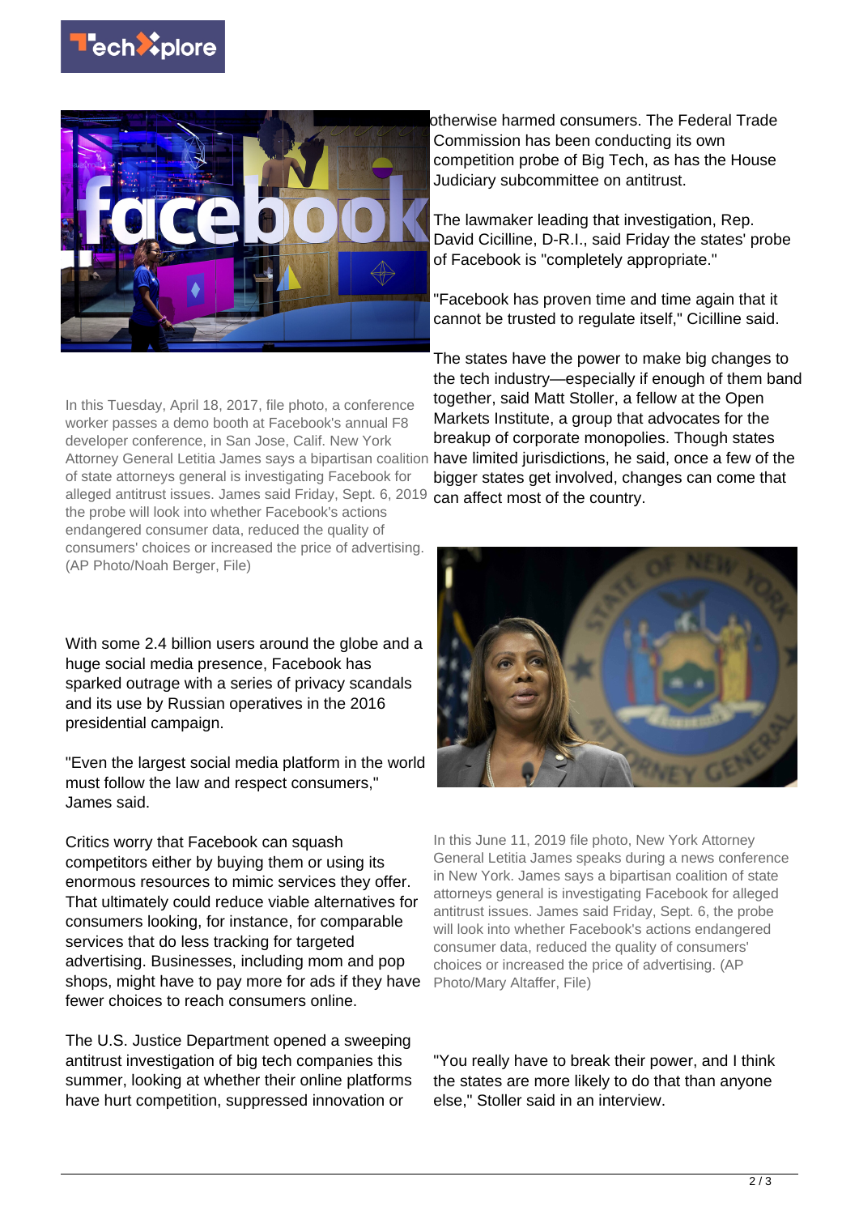In this Tuesday, April 18, 2017, file photo, a conference worker passes a demo booth at Facebook's annual F8 developer conference, in San Jose, Calif. New York Attorney General Letitia James says a bipartisan coalition of state attorneys general is investigating Facebook for alleged antitrust issues. James said Friday, Sept. 6, 2019 the probe will look into whether Facebook's actions endangered consumer data, reduced the quality of consumers' choices or increased the price of advertising. (AP Photo/Noah Berger, File)

With some 2.4 billion users around the globe and a huge social media presence, Facebook has sparked outrage with a series of privacy scandals and its use by Russian operatives in the 2016 presidential campaign.

"Even the largest social media platform in the world must follow the law and respect consumers," James said.

Critics worry that Facebook can squash competitors either by buying them or using its enormous resources to mimic services they offer. That ultimately could reduce viable alternatives for consumers looking, for instance, for comparable services that do less tracking for targeted advertising. Businesses, including mom and pop shops, might have to pay more for ads if they have fewer choices to reach consumers online.

The U.S. Justice Department opened a sweeping antitrust investigation of big tech companies this summer, looking at whether their online platforms have hurt competition, suppressed innovation or otherwise harmed consumers. The Federal Trade Commission has been conducting its own competition probe of Big Tech, as has the House Judiciary subcommittee on antitrust.

The lawmaker leading that investigation, Rep. David Cicilline, D-R.I., said Friday the states' probe of Facebook is "completely appropriate."

"Facebook has proven time and time again that it cannot be trusted to regulate itself," Cicilline said.

The states have the power to make big changes to the tech industry—especially if enough of them band together, said Matt Stoller, a fellow at the Open Markets Institute, a group that advocates for the breakup of corporate monopolies. Though states have limited jurisdictions, he said, once a few of the bigger states get involved, changes can come that can affect most of the country.

In this June 11, 2019 file photo, New York Attorney General Letitia James speaks during a news conference in New York. James says a bipartisan coalition of state attorneys general is investigating Facebook for alleged antitrust issues. James said Friday, Sept. 6, the probe will look into whether Facebook's actions endangered consumer data, reduced the quality of consumers' choices or increased the price of advertising. (AP Photo/Mary Altaffer, File)

"You really have to break their power, and I think the states are more likely to do that than anyone else," Stoller said in an interview.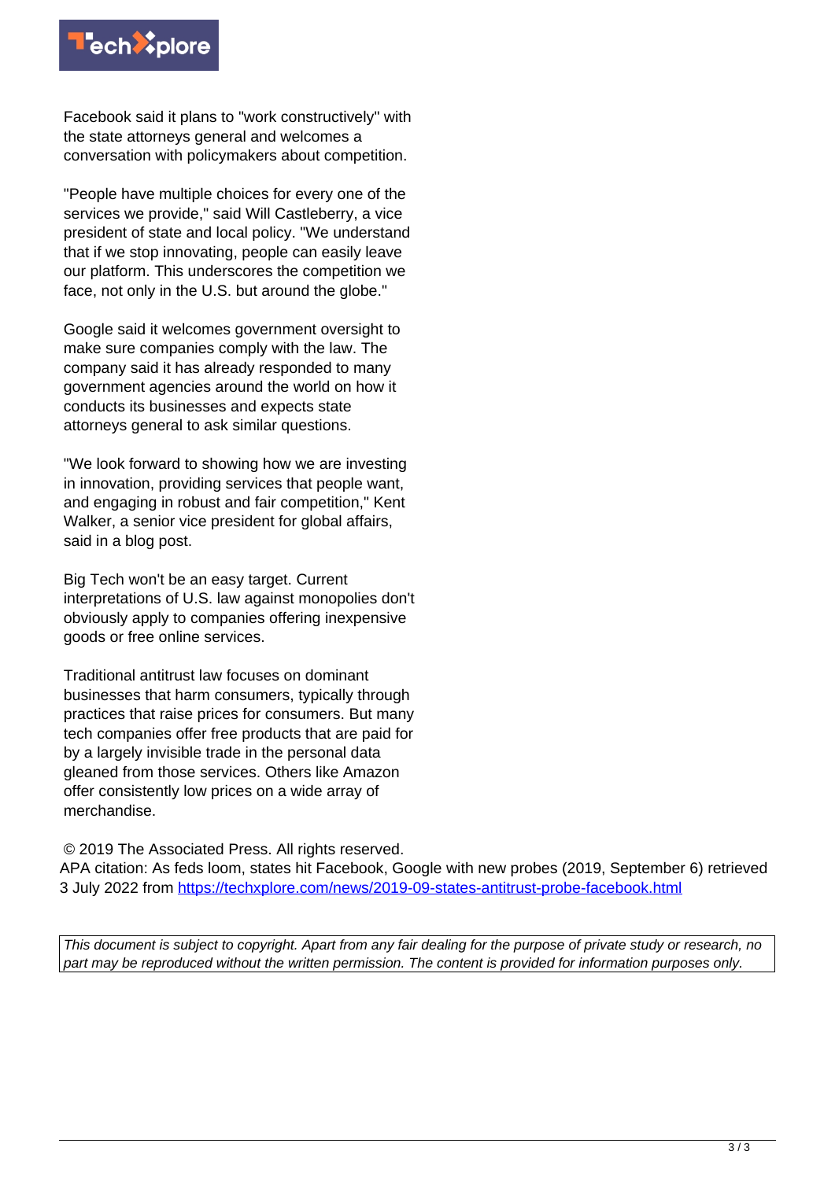Facebook said it plans to "work constructively" with the state attorneys general and welcomes a conversation with policymakers about competition.

"People have multiple choices for every one of the services we provide," said Will Castleberry, a vice president of state and local policy. "We understand that if we stop innovating, people can easily leave our platform. This underscores the competition we face, not only in the U.S. but around the globe."

Google said it welcomes government oversight to make sure companies comply with the law. The company said it has already responded to many government agencies around the world on how it conducts its businesses and expects state attorneys general to ask similar questions.

"We look forward to showing how we are investing in innovation, providing services that people want, and engaging in robust and fair competition," Kent Walker, a senior vice president for global affairs, said in a blog post.

Big Tech won't be an easy target. Current interpretations of U.S. law against monopolies don't obviously apply to companies offering inexpensive goods or free online services.

Traditional antitrust law focuses on dominant businesses that harm consumers, typically through practices that raise prices for consumers. But many tech companies offer free products that are paid for by a largely invisible trade in the personal data gleaned from those services. Others like Amazon offer consistently low prices on a wide array of merchandise.

© 2019 The Associated Press. All rights reserved.

APA citation: As feds loom, states hit Facebook, Google with new probes (2019, September 6) retrieved 3 July 2022 from https://techxplore.com/news/2019-09-states-antitrust-probe-facebook.html

*This document is subject to copyright. Apart from any fair dealing for the purpose of private study or research, no part may be reproduced without the written permission. The content is provided for information purposes only.*